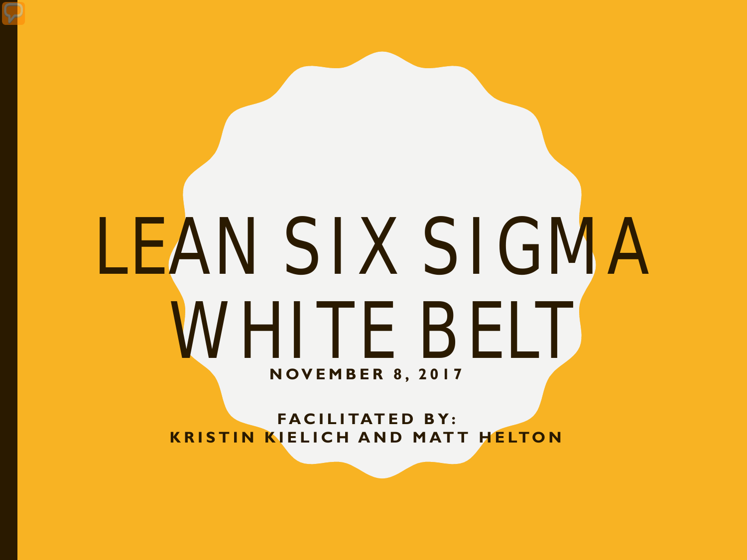# LEAN SIX SIGMA WHITE BELT

**NOVEMBER 8, 2017**

**FACILITATED BY:**
**KRISTIN KIELICH AND MATT HELTON**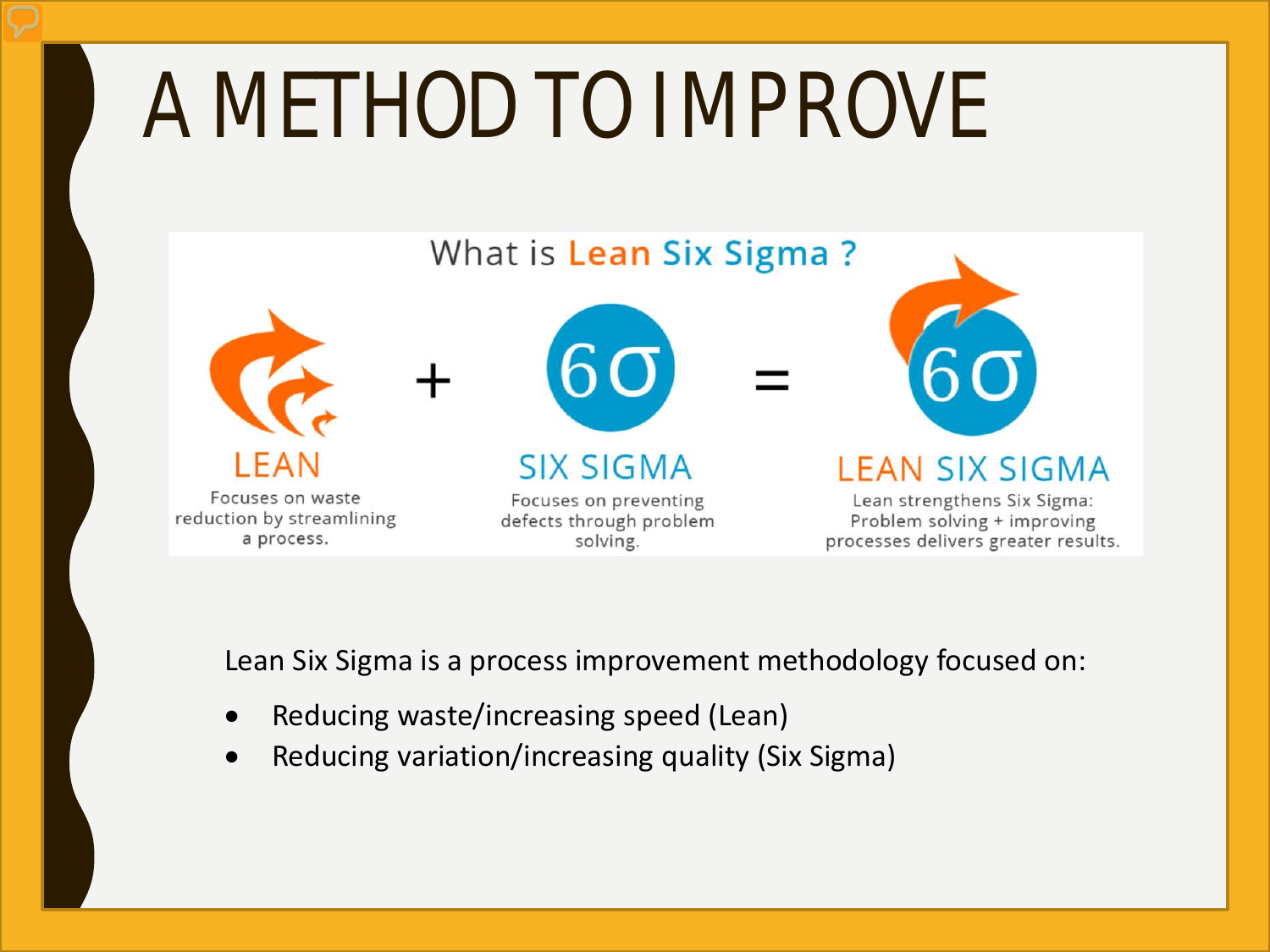# A METHOD TO IMPROVE

What is Lean Six Sigma ?

**LEAN**
Focuses on waste reduction by streamlining a process.

+

**SIX SIGMA**
Focuses on preventing defects through problem solving.

=

**LEAN SIX SIGMA**
Lean strengthens Six Sigma: Problem solving + improving processes delivers greater results.

Lean Six Sigma is a process improvement methodology focused on:

- Reducing waste/increasing speed (Lean)
- Reducing variation/increasing quality (Six Sigma)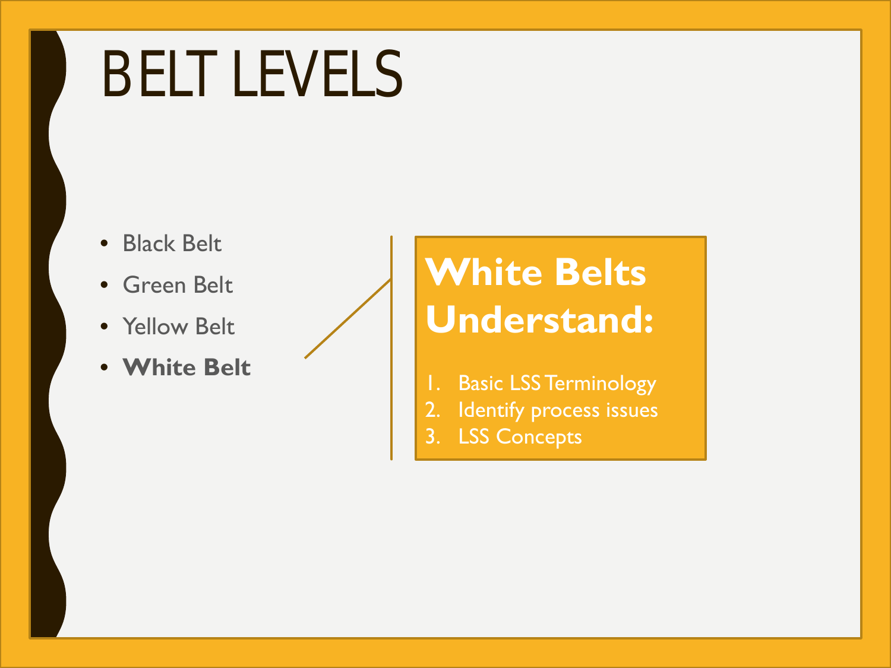# BELT LEVELS

- Black Belt
- Green Belt
- Yellow Belt
- **White Belt**

## White Belts Understand:

1. Basic LSS Terminology
2. Identify process issues
3. LSS Concepts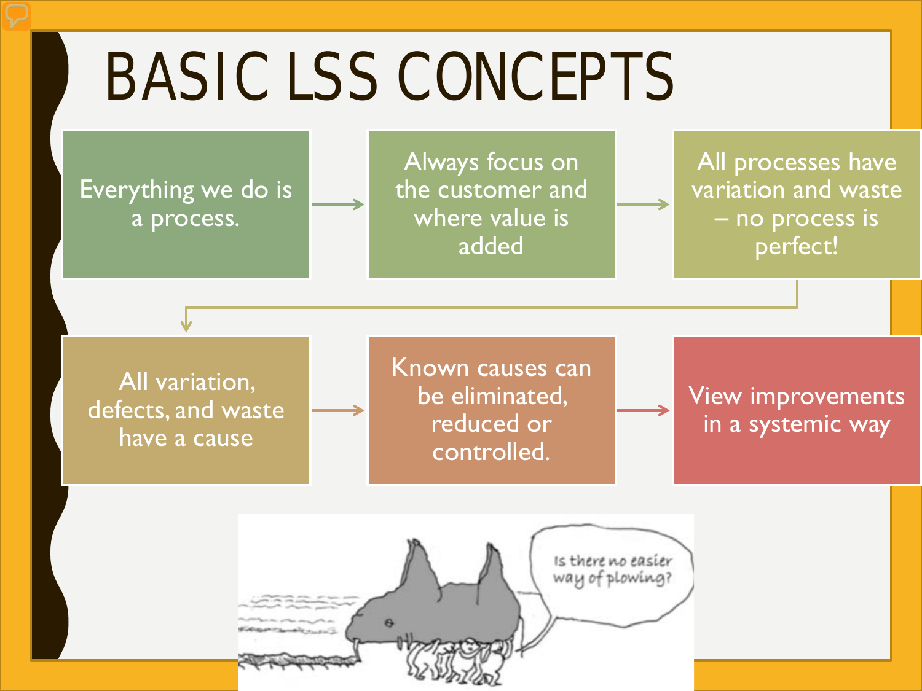# BASIC LSS CONCEPTS

1. Everything we do is a process.
2. Always focus on the customer and where value is added
3. All processes have variation and waste – no process is perfect!
4. All variation, defects, and waste have a cause
5. Known causes can be eliminated, reduced or controlled.
6. View improvements in a systemic way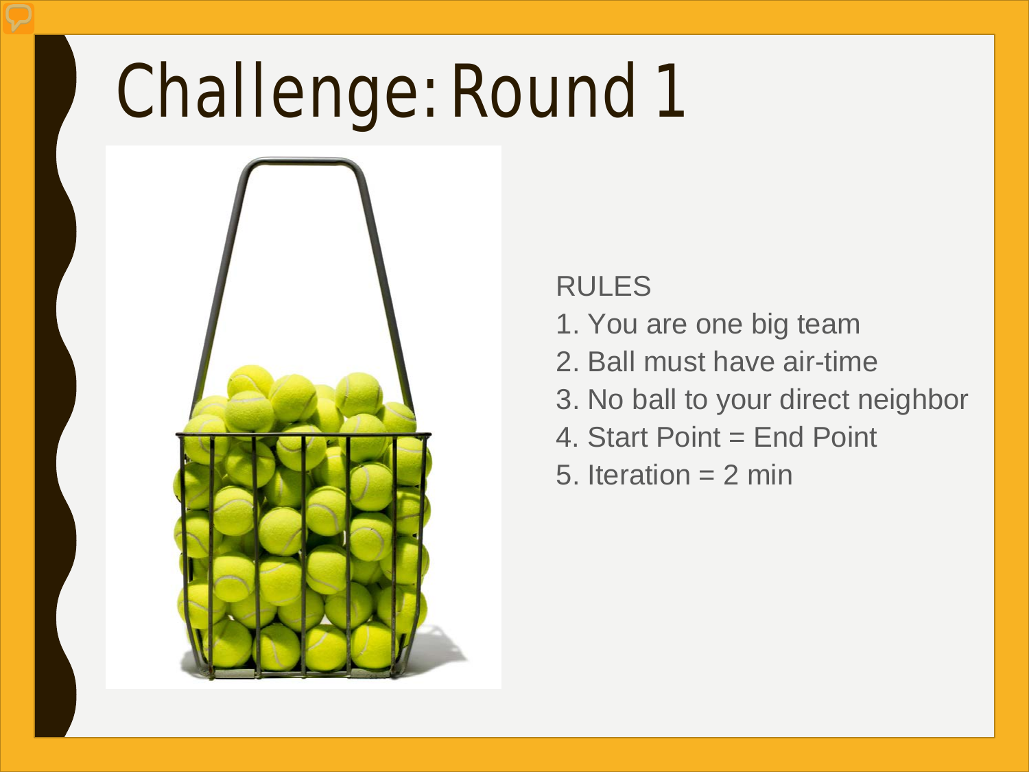# Challenge: Round 1

RULES

1. You are one big team
2. Ball must have air-time
3. No ball to your direct neighbor
4. Start Point = End Point
5. Iteration = 2 min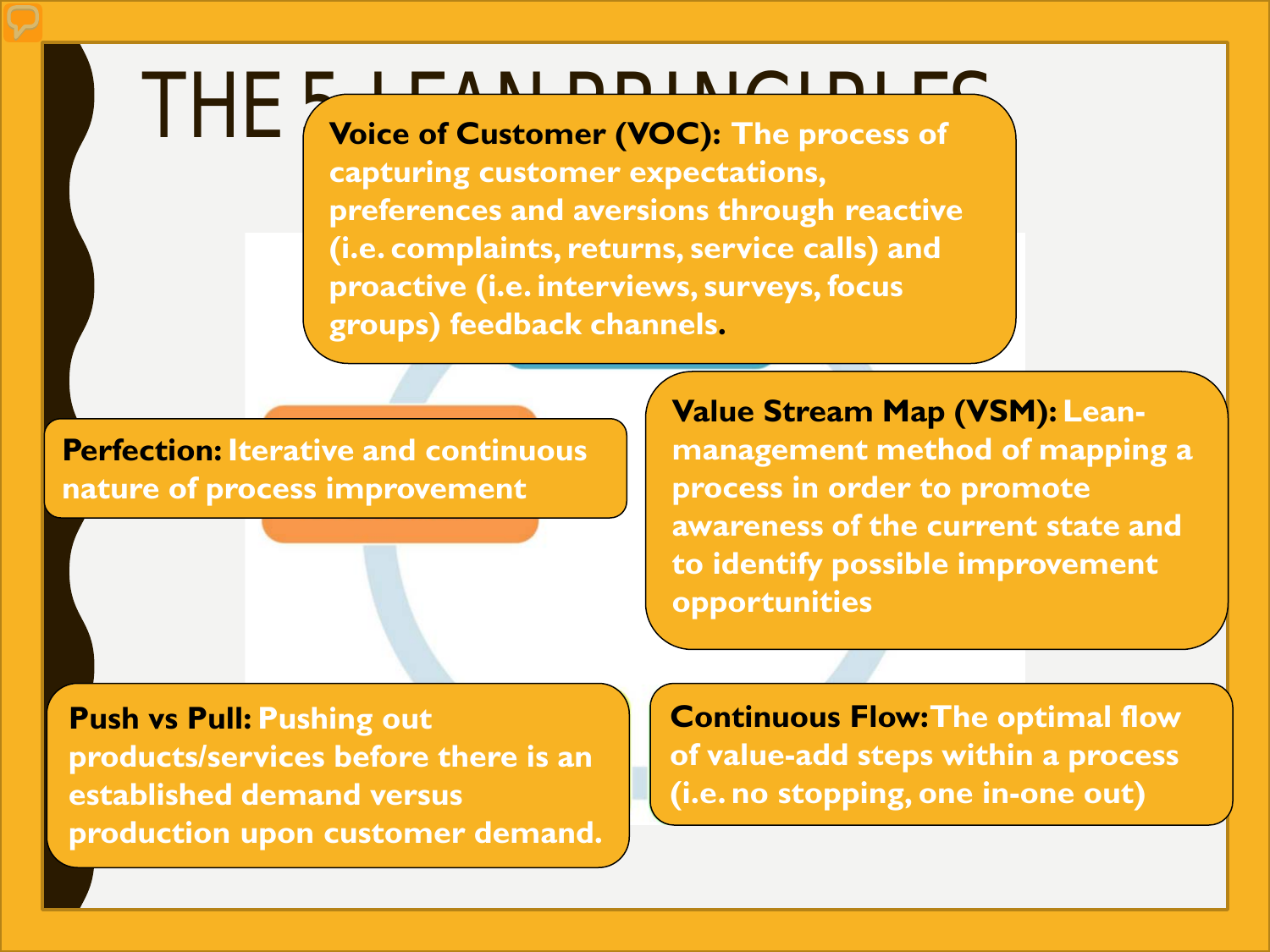# THE 5 LEAN PRINCIPLES

**Voice of Customer (VOC):** The process of capturing customer expectations, preferences and aversions through reactive (i.e. complaints, returns, service calls) and proactive (i.e. interviews, surveys, focus groups) feedback channels.

**Perfection:** Iterative and continuous nature of process improvement

**Value Stream Map (VSM):** Lean-management method of mapping a process in order to promote awareness of the current state and to identify possible improvement opportunities

**Push vs Pull:** Pushing out products/services before there is an established demand versus production upon customer demand.

**Continuous Flow:** The optimal flow of value-add steps within a process (i.e. no stopping, one in-one out)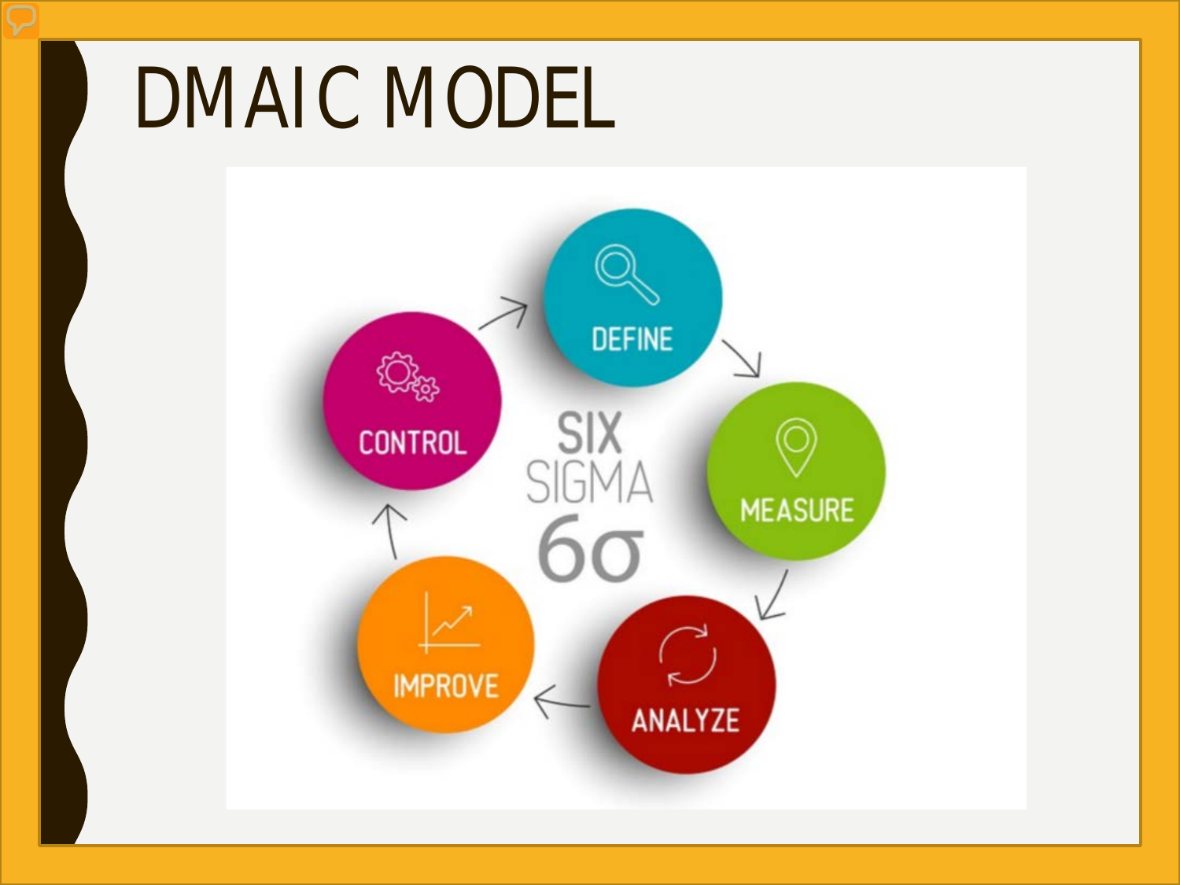# DMAIC MODEL

SIX SIGMA 6σ

- DEFINE
- MEASURE
- ANALYZE
- IMPROVE
- CONTROL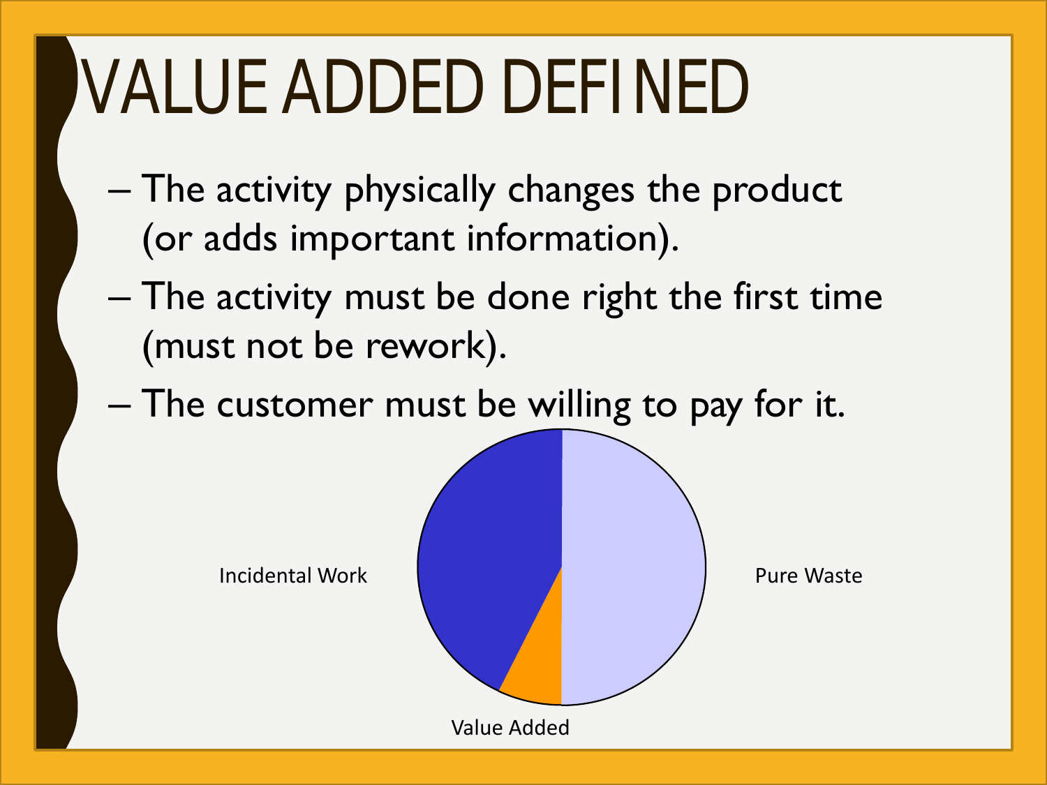# VALUE ADDED DEFINED

- The activity physically changes the product (or adds important information).
- The activity must be done right the first time (must not be rework).
- The customer must be willing to pay for it.

Incidental Work

Pure Waste

Value Added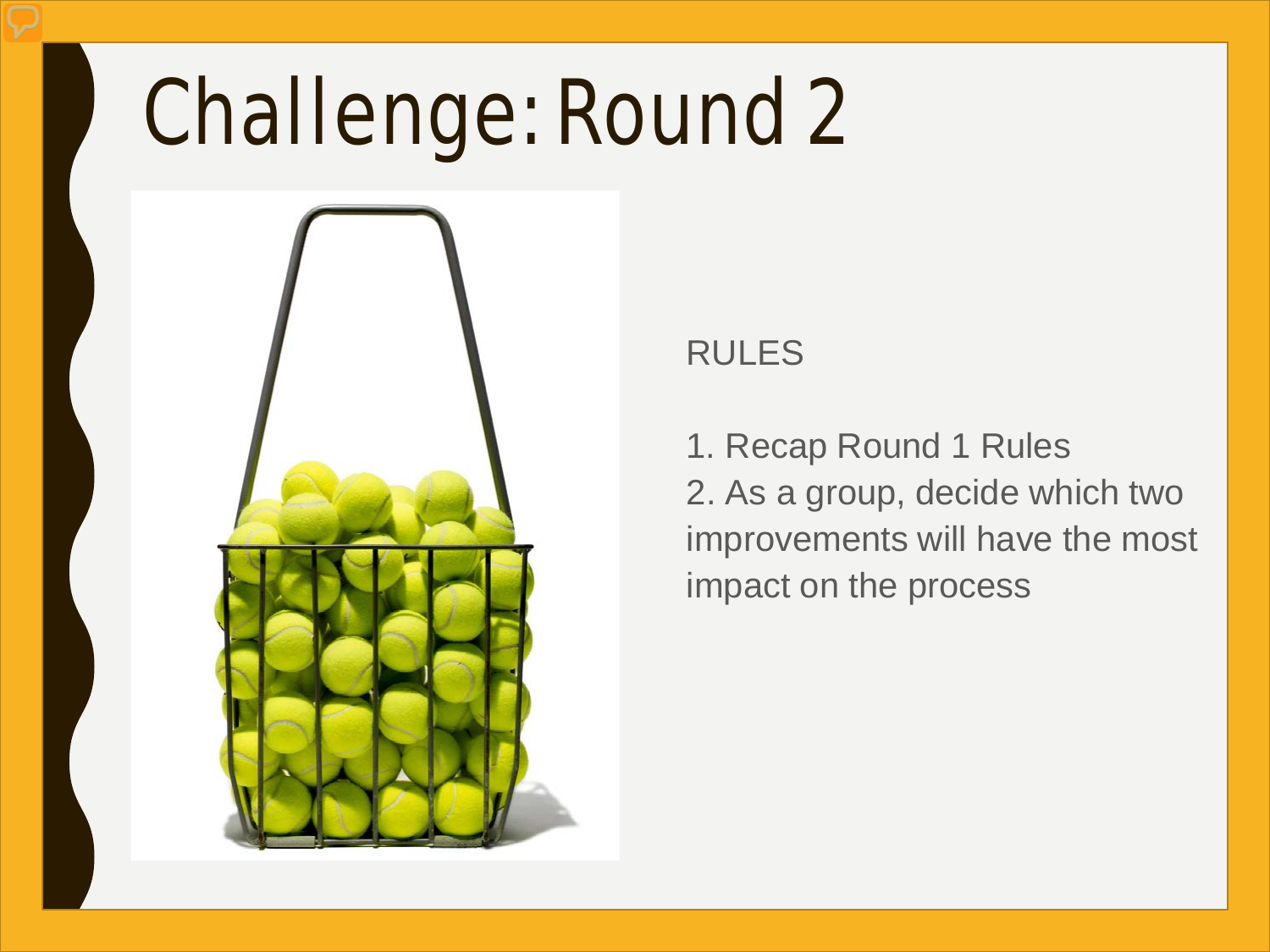# Challenge: Round 2

RULES

1. Recap Round 1 Rules
2. As a group, decide which two improvements will have the most impact on the process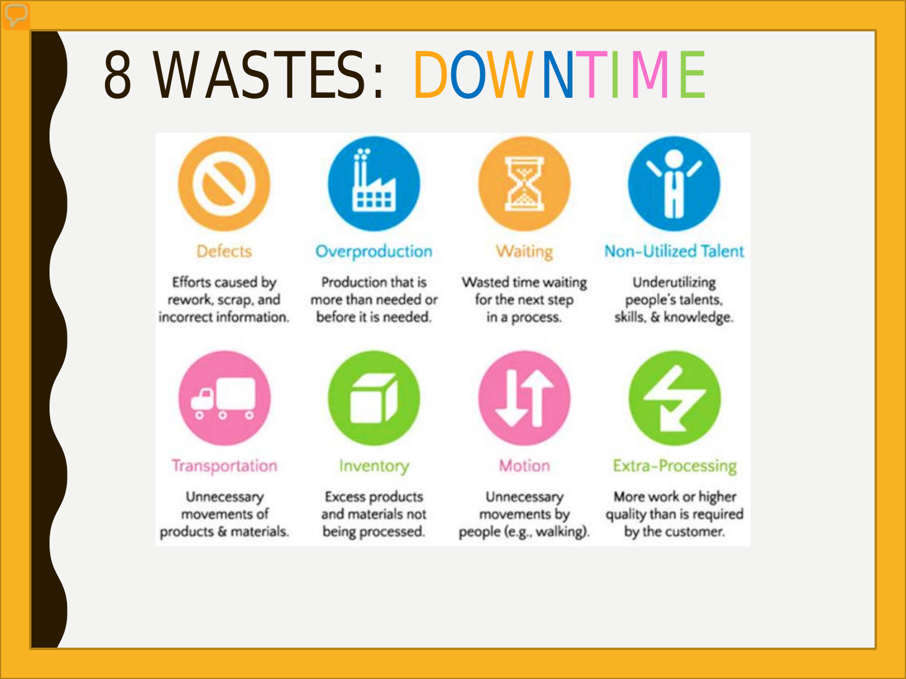# 8 WASTES: DOWNTIME

**Defects**
Efforts caused by rework, scrap, and incorrect information.

**Overproduction**
Production that is more than needed or before it is needed.

**Waiting**
Wasted time waiting for the next step in a process.

**Non-Utilized Talent**
Underutilizing people's talents, skills, & knowledge.

**Transportation**
Unnecessary movements of products & materials.

**Inventory**
Excess products and materials not being processed.

**Motion**
Unnecessary movements by people (e.g., walking).

**Extra-Processing**
More work or higher quality than is required by the customer.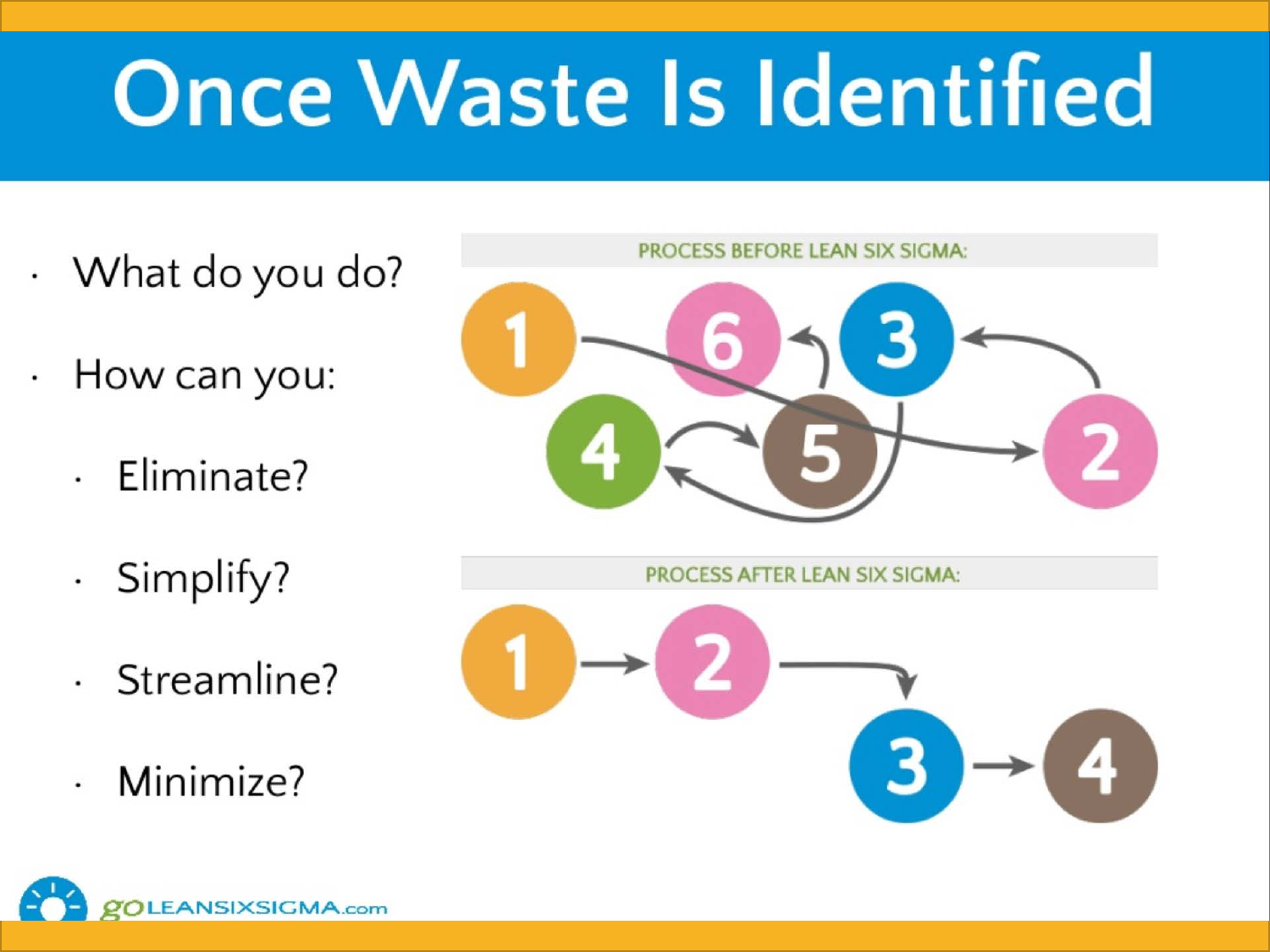# Once Waste Is Identified

- What do you do?
- How can you:
  - Eliminate?
  - Simplify?
  - Streamline?
  - Minimize?

PROCESS BEFORE LEAN SIX SIGMA:

PROCESS AFTER LEAN SIX SIGMA:

goLEANSIXSIGMA.com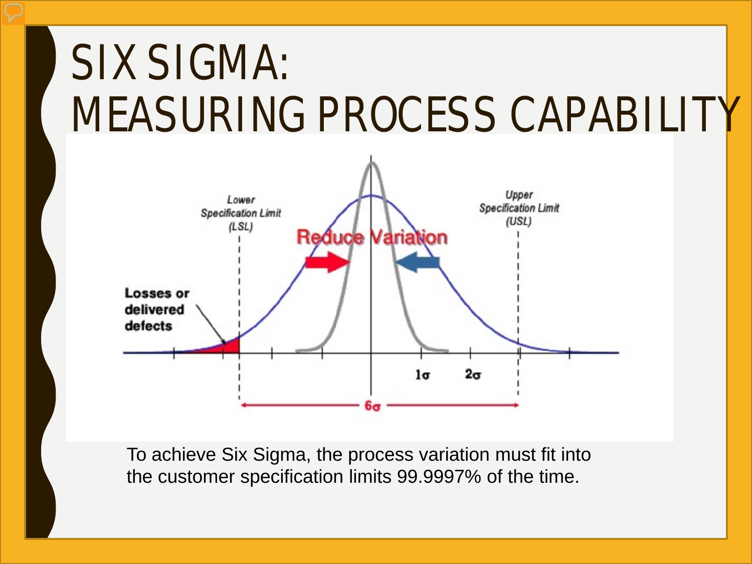# SIX SIGMA: MEASURING PROCESS CAPABILITY

To achieve Six Sigma, the process variation must fit into the customer specification limits 99.9997% of the time.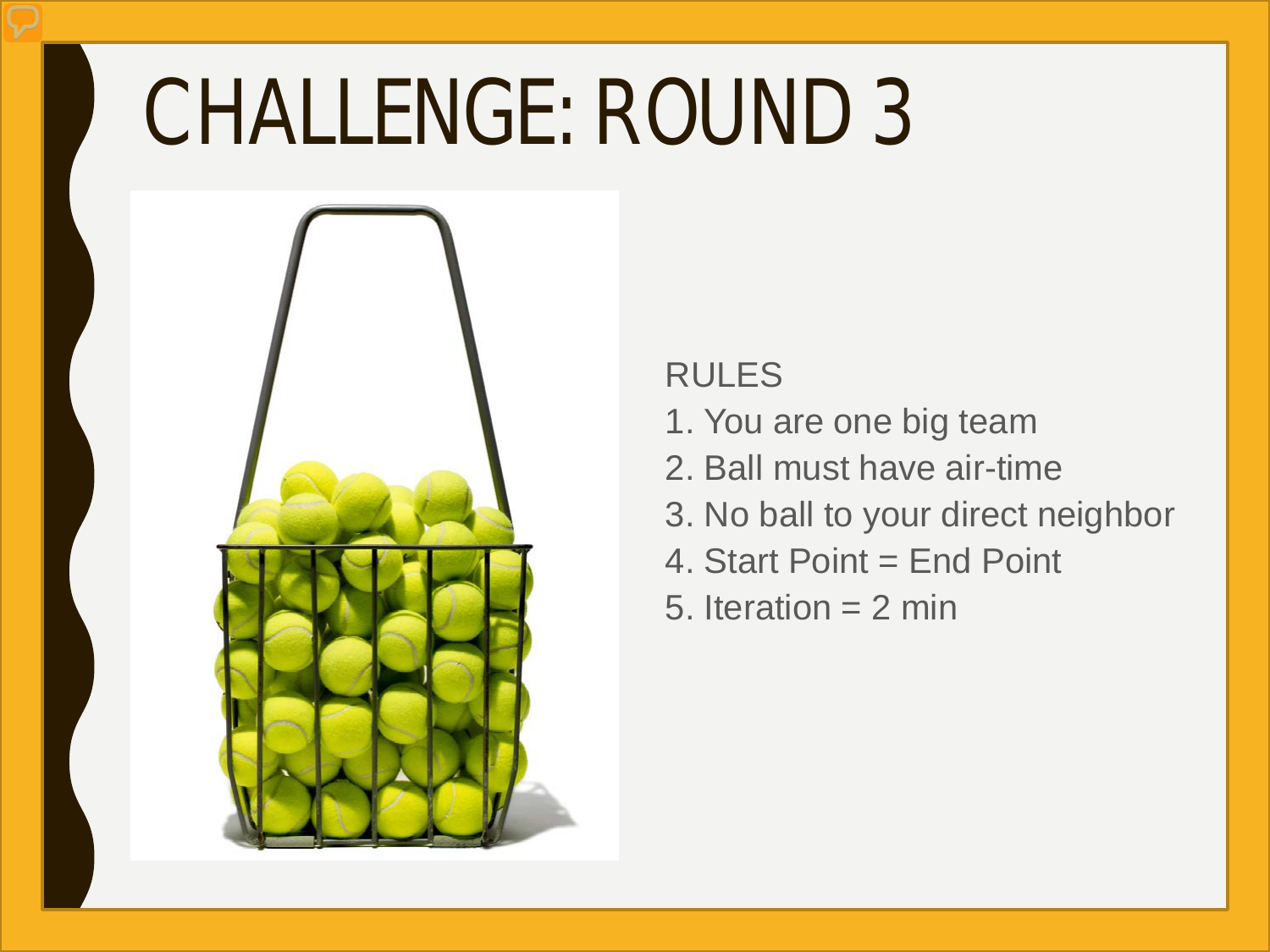# CHALLENGE: ROUND 3

RULES

1. You are one big team
2. Ball must have air-time
3. No ball to your direct neighbor
4. Start Point = End Point
5. Iteration = 2 min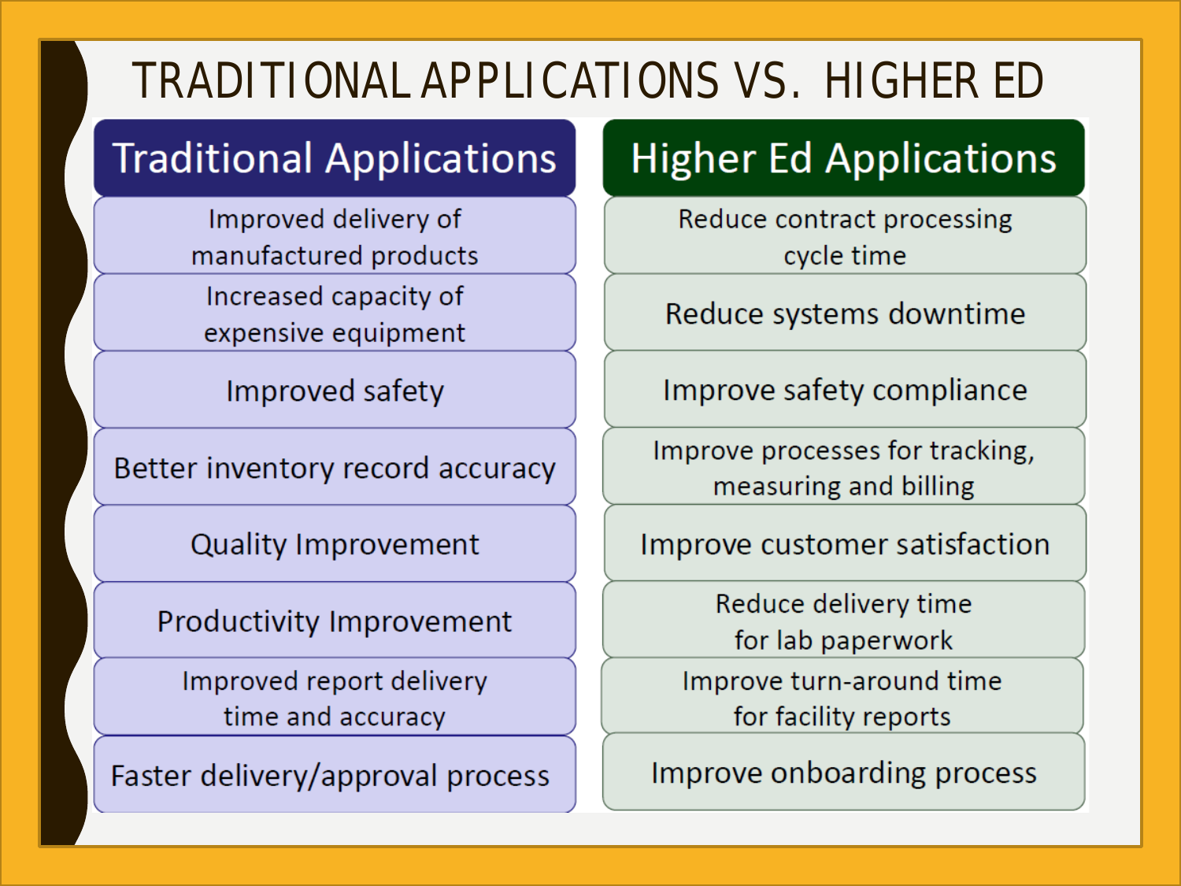# TRADITIONAL APPLICATIONS VS. HIGHER ED

| Traditional Applications | Higher Ed Applications |
| --- | --- |
| Improved delivery of manufactured products | Reduce contract processing cycle time |
| Increased capacity of expensive equipment | Reduce systems downtime |
| Improved safety | Improve safety compliance |
| Better inventory record accuracy | Improve processes for tracking, measuring and billing |
| Quality Improvement | Improve customer satisfaction |
| Productivity Improvement | Reduce delivery time for lab paperwork |
| Improved report delivery time and accuracy | Improve turn-around time for facility reports |
| Faster delivery/approval process | Improve onboarding process |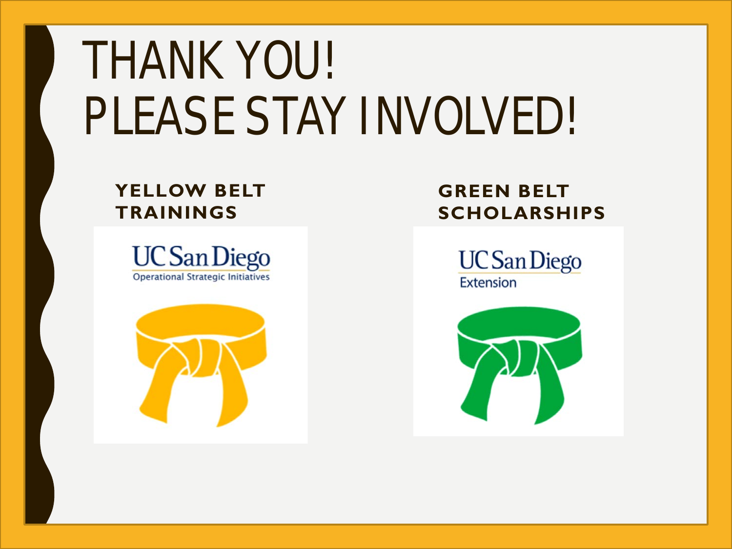# THANK YOU! PLEASE STAY INVOLVED!

**YELLOW BELT TRAININGS**

UC San Diego
Operational Strategic Initiatives

**GREEN BELT SCHOLARSHIPS**

UC San Diego
Extension